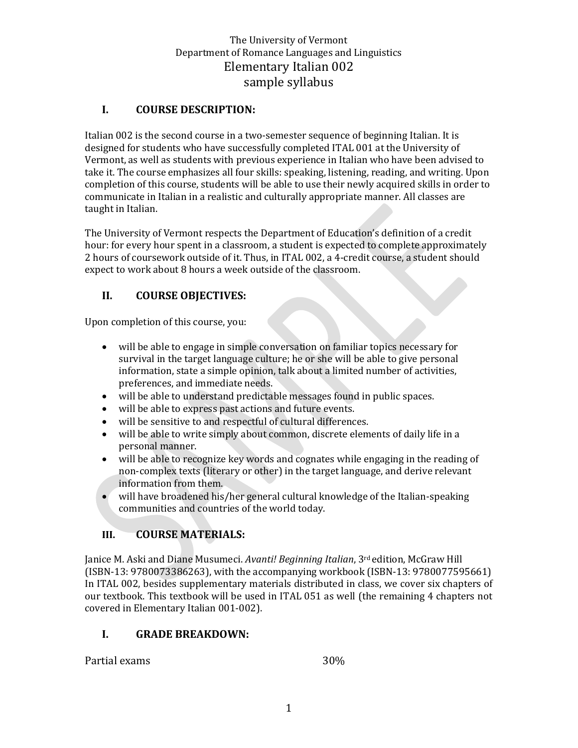The University of Vermont
Department of Romance Languages and Linguistics

# Elementary Italian 002
sample syllabus

## I. COURSE DESCRIPTION:

Italian 002 is the second course in a two-semester sequence of beginning Italian. It is designed for students who have successfully completed ITAL 001 at the University of Vermont, as well as students with previous experience in Italian who have been advised to take it. The course emphasizes all four skills: speaking, listening, reading, and writing. Upon completion of this course, students will be able to use their newly acquired skills in order to communicate in Italian in a realistic and culturally appropriate manner. All classes are taught in Italian.

The University of Vermont respects the Department of Education's definition of a credit hour: for every hour spent in a classroom, a student is expected to complete approximately 2 hours of coursework outside of it. Thus, in ITAL 002, a 4-credit course, a student should expect to work about 8 hours a week outside of the classroom.

## II. COURSE OBJECTIVES:

Upon completion of this course, you:

- will be able to engage in simple conversation on familiar topics necessary for survival in the target language culture; he or she will be able to give personal information, state a simple opinion, talk about a limited number of activities, preferences, and immediate needs.
- will be able to understand predictable messages found in public spaces.
- will be able to express past actions and future events.
- will be sensitive to and respectful of cultural differences.
- will be able to write simply about common, discrete elements of daily life in a personal manner.
- will be able to recognize key words and cognates while engaging in the reading of non-complex texts (literary or other) in the target language, and derive relevant information from them.
- will have broadened his/her general cultural knowledge of the Italian-speaking communities and countries of the world today.

## III. COURSE MATERIALS:

Janice M. Aski and Diane Musumeci. *Avanti! Beginning Italian*, 3rd edition, McGraw Hill (ISBN-13: 9780073386263), with the accompanying workbook (ISBN-13: 9780077595661) In ITAL 002, besides supplementary materials distributed in class, we cover six chapters of our textbook. This textbook will be used in ITAL 051 as well (the remaining 4 chapters not covered in Elementary Italian 001-002).

## I. GRADE BREAKDOWN:

| | |
|---|---|
| Partial exams | 30% |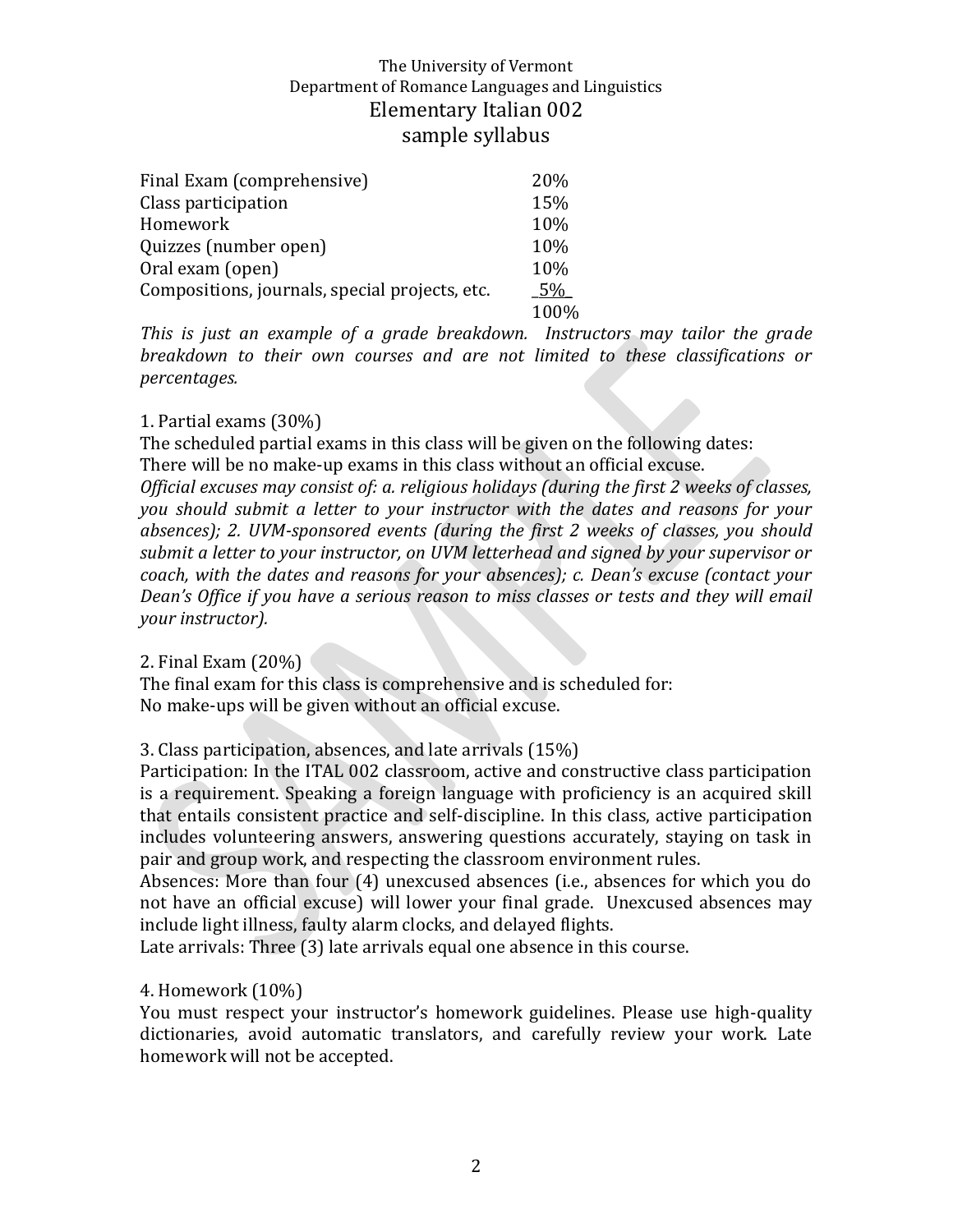The University of Vermont
Department of Romance Languages and Linguistics
Elementary Italian 002
sample syllabus

| | |
|---|---|
| Final Exam (comprehensive) | 20% |
| Class participation | 15% |
| Homework | 10% |
| Quizzes (number open) | 10% |
| Oral exam (open) | 10% |
| Compositions, journals, special projects, etc. | 5% |
| | 100% |

*This is just an example of a grade breakdown. Instructors may tailor the grade breakdown to their own courses and are not limited to these classifications or percentages.*

1. Partial exams (30%)
The scheduled partial exams in this class will be given on the following dates:
There will be no make-up exams in this class without an official excuse.
*Official excuses may consist of: a. religious holidays (during the first 2 weeks of classes, you should submit a letter to your instructor with the dates and reasons for your absences); 2. UVM-sponsored events (during the first 2 weeks of classes, you should submit a letter to your instructor, on UVM letterhead and signed by your supervisor or coach, with the dates and reasons for your absences); c. Dean's excuse (contact your Dean's Office if you have a serious reason to miss classes or tests and they will email your instructor).*

2. Final Exam (20%)
The final exam for this class is comprehensive and is scheduled for:
No make-ups will be given without an official excuse.

3. Class participation, absences, and late arrivals (15%)
Participation: In the ITAL 002 classroom, active and constructive class participation is a requirement. Speaking a foreign language with proficiency is an acquired skill that entails consistent practice and self-discipline. In this class, active participation includes volunteering answers, answering questions accurately, staying on task in pair and group work, and respecting the classroom environment rules.
Absences: More than four (4) unexcused absences (i.e., absences for which you do not have an official excuse) will lower your final grade. Unexcused absences may include light illness, faulty alarm clocks, and delayed flights.
Late arrivals: Three (3) late arrivals equal one absence in this course.

4. Homework (10%)
You must respect your instructor's homework guidelines. Please use high-quality dictionaries, avoid automatic translators, and carefully review your work. Late homework will not be accepted.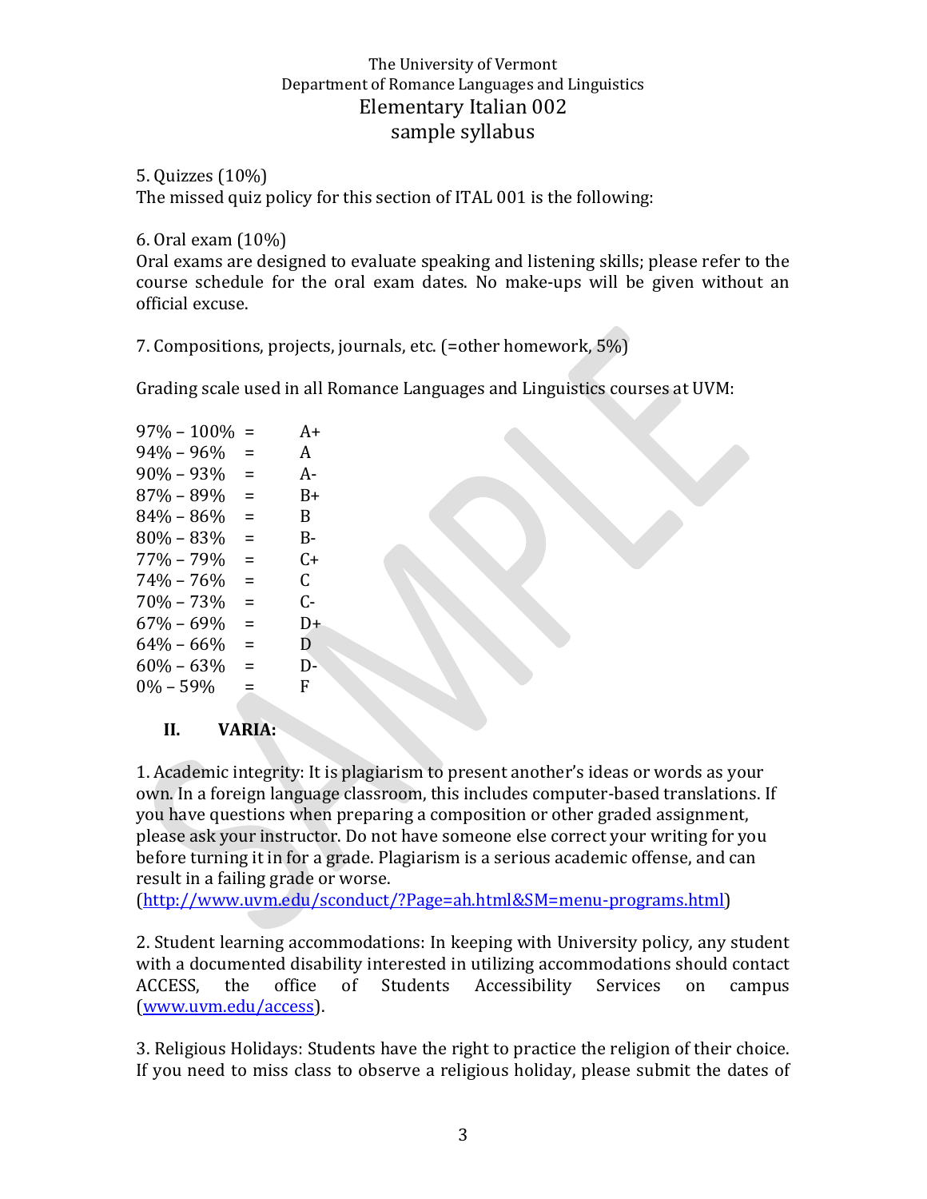5. Quizzes (10%)
The missed quiz policy for this section of ITAL 001 is the following:

6. Oral exam (10%)
Oral exams are designed to evaluate speaking and listening skills; please refer to the course schedule for the oral exam dates. No make-ups will be given without an official excuse.

7. Compositions, projects, journals, etc. (=other homework, 5%)

Grading scale used in all Romance Languages and Linguistics courses at UVM:

| | | |
|---|---|---|
| 97% – 100% | = | A+ |
| 94% – 96% | = | A |
| 90% – 93% | = | A- |
| 87% – 89% | = | B+ |
| 84% – 86% | = | B |
| 80% – 83% | = | B- |
| 77% – 79% | = | C+ |
| 74% – 76% | = | C |
| 70% – 73% | = | C- |
| 67% – 69% | = | D+ |
| 64% – 66% | = | D |
| 60% – 63% | = | D- |
| 0% – 59% | = | F |

## II. VARIA:

1. Academic integrity: It is plagiarism to present another's ideas or words as your own. In a foreign language classroom, this includes computer-based translations. If you have questions when preparing a composition or other graded assignment, please ask your instructor. Do not have someone else correct your writing for you before turning it in for a grade. Plagiarism is a serious academic offense, and can result in a failing grade or worse. (http://www.uvm.edu/sconduct/?Page=ah.html&SM=menu-programs.html)

2. Student learning accommodations: In keeping with University policy, any student with a documented disability interested in utilizing accommodations should contact ACCESS, the office of Students Accessibility Services on campus (www.uvm.edu/access).

3. Religious Holidays: Students have the right to practice the religion of their choice. If you need to miss class to observe a religious holiday, please submit the dates of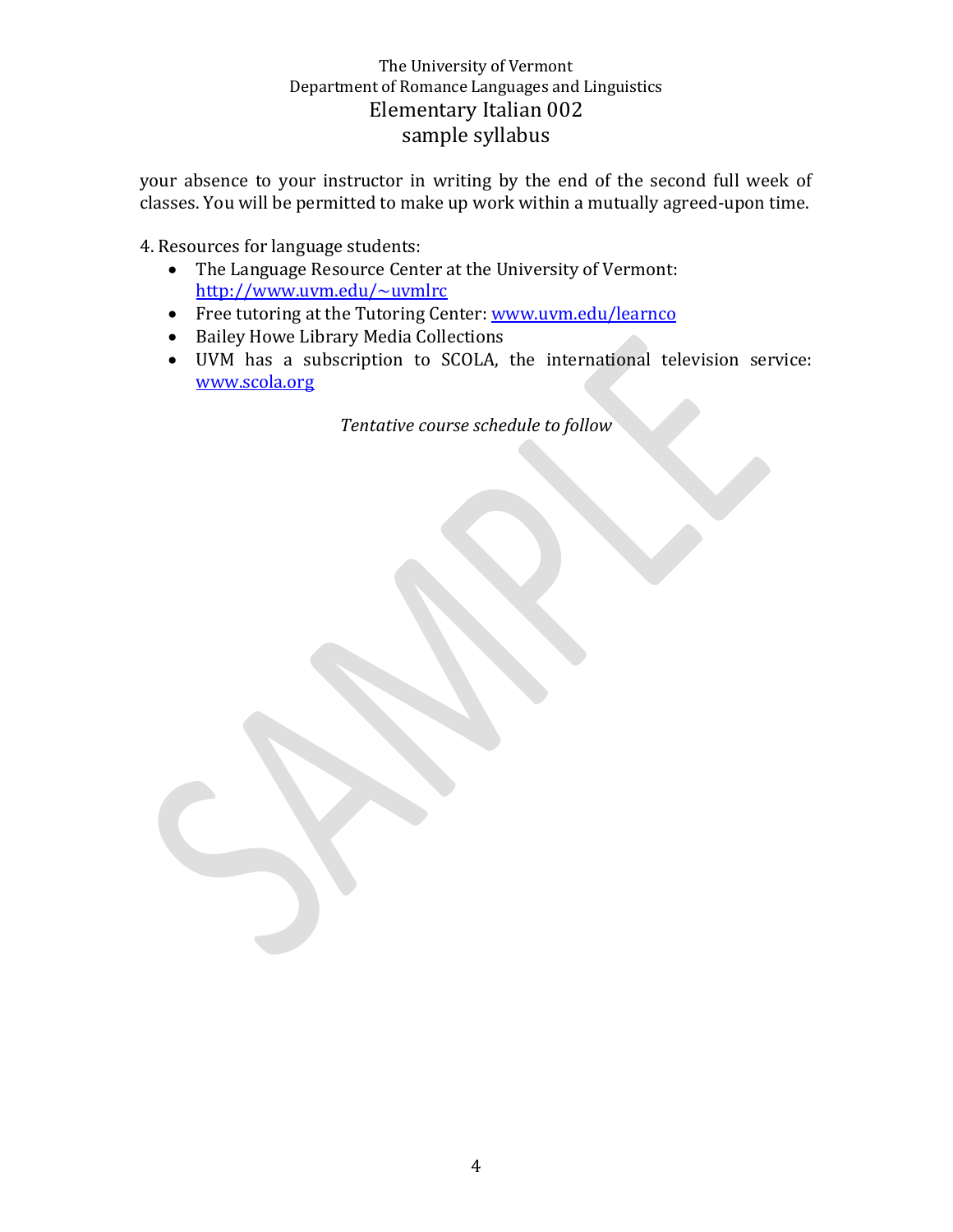your absence to your instructor in writing by the end of the second full week of classes. You will be permitted to make up work within a mutually agreed-upon time.

4. Resources for language students:

- The Language Resource Center at the University of Vermont: http://www.uvm.edu/~uvmlrc
- Free tutoring at the Tutoring Center: www.uvm.edu/learnco
- Bailey Howe Library Media Collections
- UVM has a subscription to SCOLA, the international television service: www.scola.org

*Tentative course schedule to follow*